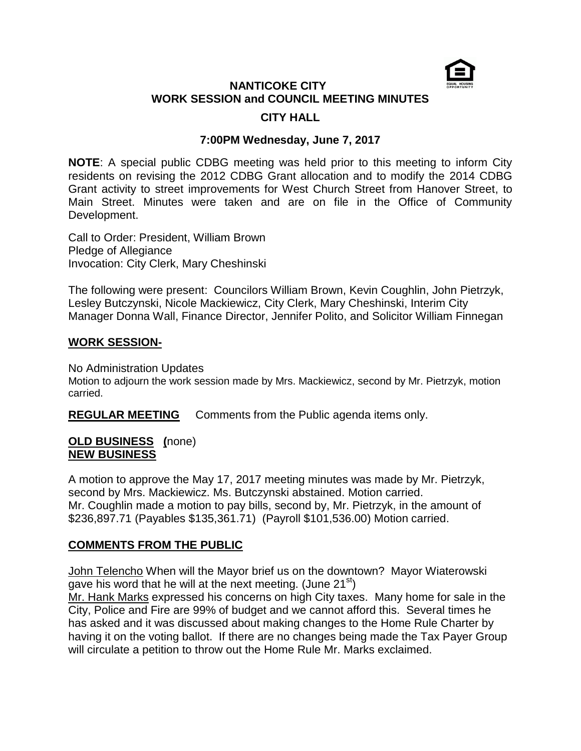# NANTICOKE CITY
## WORK SESSION and COUNCIL MEETING MINUTES
### CITY HALL
### 7:00PM Wednesday, June 7, 2017

**NOTE**: A special public CDBG meeting was held prior to this meeting to inform City residents on revising the 2012 CDBG Grant allocation and to modify the 2014 CDBG Grant activity to street improvements for West Church Street from Hanover Street, to Main Street. Minutes were taken and are on file in the Office of Community Development.

Call to Order: President, William Brown
Pledge of Allegiance
Invocation: City Clerk, Mary Cheshinski

The following were present: Councilors William Brown, Kevin Coughlin, John Pietrzyk, Lesley Butczynski, Nicole Mackiewicz, City Clerk, Mary Cheshinski, Interim City Manager Donna Wall, Finance Director, Jennifer Polito, and Solicitor William Finnegan

**WORK SESSION-**

No Administration Updates
Motion to adjourn the work session made by Mrs. Mackiewicz, second by Mr. Pietrzyk, motion carried.

**REGULAR MEETING** Comments from the Public agenda items only.

**OLD BUSINESS (**none)
**NEW BUSINESS**

A motion to approve the May 17, 2017 meeting minutes was made by Mr. Pietrzyk, second by Mrs. Mackiewicz. Ms. Butczynski abstained. Motion carried.
Mr. Coughlin made a motion to pay bills, second by, Mr. Pietrzyk, in the amount of $236,897.71 (Payables $135,361.71) (Payroll $101,536.00) Motion carried.

**COMMENTS FROM THE PUBLIC**

John Telencho When will the Mayor brief us on the downtown? Mayor Wiaterowski gave his word that he will at the next meeting. (June 21st)
Mr. Hank Marks expressed his concerns on high City taxes. Many home for sale in the City, Police and Fire are 99% of budget and we cannot afford this. Several times he has asked and it was discussed about making changes to the Home Rule Charter by having it on the voting ballot. If there are no changes being made the Tax Payer Group will circulate a petition to throw out the Home Rule Mr. Marks exclaimed.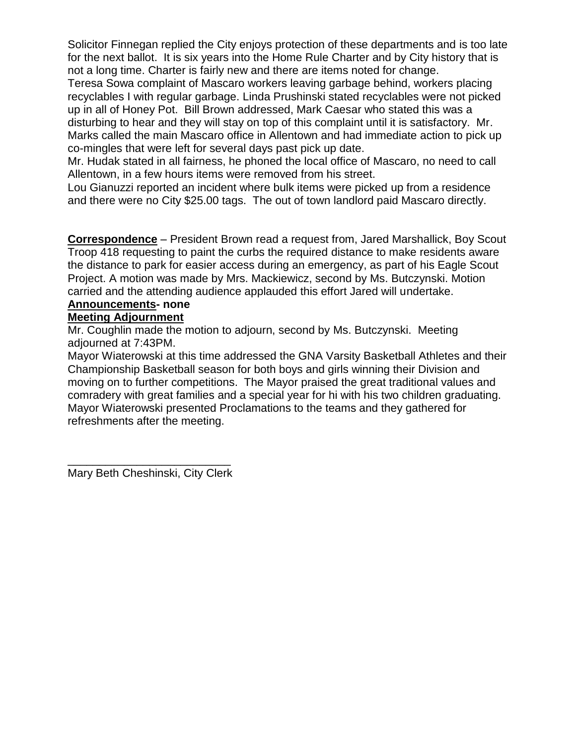Solicitor Finnegan replied the City enjoys protection of these departments and is too late for the next ballot. It is six years into the Home Rule Charter and by City history that is not a long time. Charter is fairly new and there are items noted for change.
Teresa Sowa complaint of Mascaro workers leaving garbage behind, workers placing recyclables I with regular garbage. Linda Prushinski stated recyclables were not picked up in all of Honey Pot. Bill Brown addressed, Mark Caesar who stated this was a disturbing to hear and they will stay on top of this complaint until it is satisfactory. Mr. Marks called the main Mascaro office in Allentown and had immediate action to pick up co-mingles that were left for several days past pick up date.
Mr. Hudak stated in all fairness, he phoned the local office of Mascaro, no need to call Allentown, in a few hours items were removed from his street.
Lou Gianuzzi reported an incident where bulk items were picked up from a residence and there were no City $25.00 tags. The out of town landlord paid Mascaro directly.

**<u>Correspondence</u>** – President Brown read a request from, Jared Marshallick, Boy Scout Troop 418 requesting to paint the curbs the required distance to make residents aware the distance to park for easier access during an emergency, as part of his Eagle Scout Project. A motion was made by Mrs. Mackiewicz, second by Ms. Butczynski. Motion carried and the attending audience applauded this effort Jared will undertake.

**<u>Announcements</u>- none**

**<u>Meeting Adjournment</u>**

Mr. Coughlin made the motion to adjourn, second by Ms. Butczynski. Meeting adjourned at 7:43PM.
Mayor Wiaterowski at this time addressed the GNA Varsity Basketball Athletes and their Championship Basketball season for both boys and girls winning their Division and moving on to further competitions. The Mayor praised the great traditional values and comradery with great families and a special year for hi with his two children graduating. Mayor Wiaterowski presented Proclamations to the teams and they gathered for refreshments after the meeting.

___________________________
Mary Beth Cheshinski, City Clerk